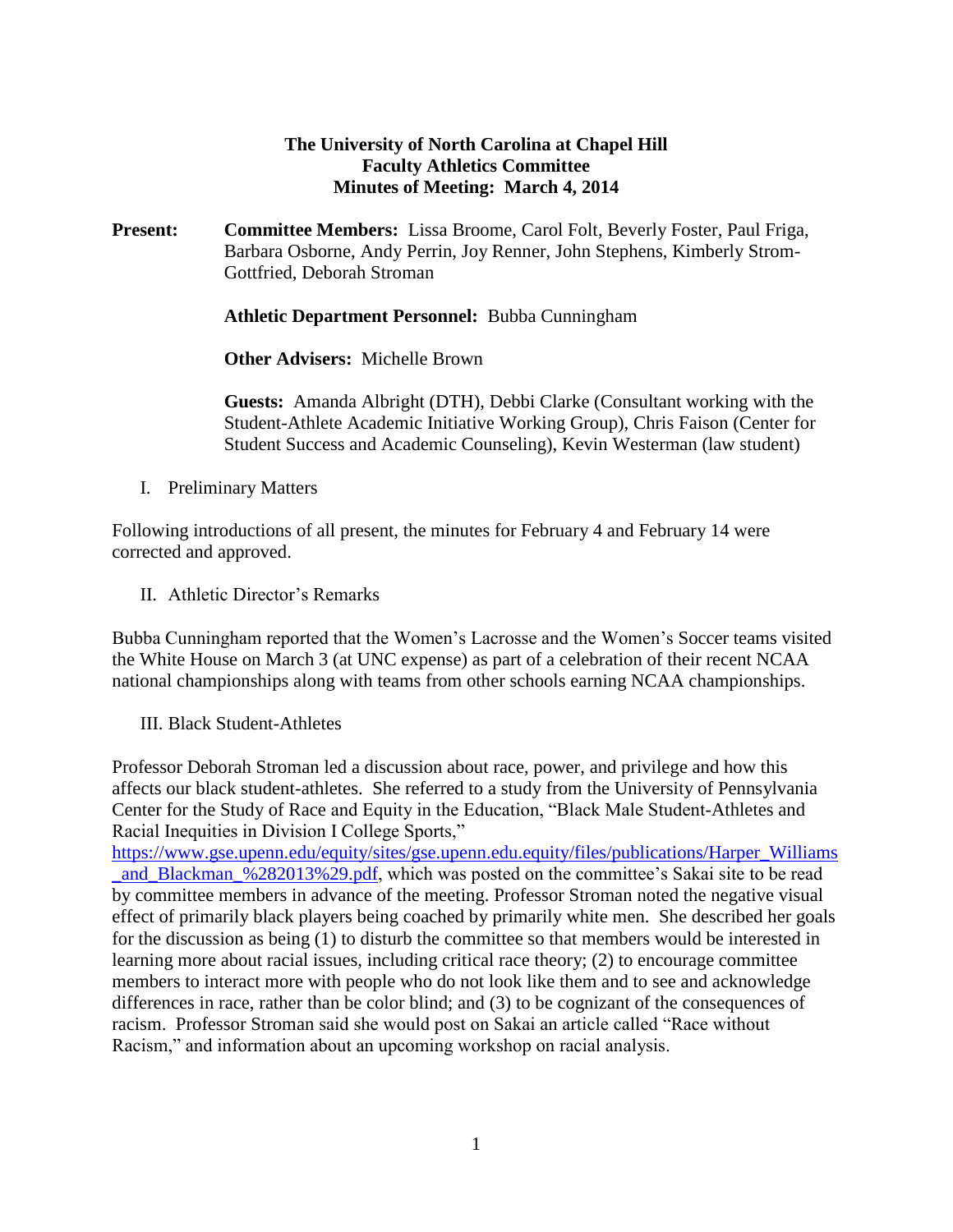**The University of North Carolina at Chapel Hill**
**Faculty Athletics Committee**
**Minutes of Meeting: March 4, 2014**

**Present:** **Committee Members:** Lissa Broome, Carol Folt, Beverly Foster, Paul Friga, Barbara Osborne, Andy Perrin, Joy Renner, John Stephens, Kimberly Strom-Gottfried, Deborah Stroman

**Athletic Department Personnel:** Bubba Cunningham

**Other Advisers:** Michelle Brown

**Guests:** Amanda Albright (DTH), Debbi Clarke (Consultant working with the Student-Athlete Academic Initiative Working Group), Chris Faison (Center for Student Success and Academic Counseling), Kevin Westerman (law student)

I. Preliminary Matters

Following introductions of all present, the minutes for February 4 and February 14 were corrected and approved.

II. Athletic Director's Remarks

Bubba Cunningham reported that the Women's Lacrosse and the Women's Soccer teams visited the White House on March 3 (at UNC expense) as part of a celebration of their recent NCAA national championships along with teams from other schools earning NCAA championships.

III. Black Student-Athletes

Professor Deborah Stroman led a discussion about race, power, and privilege and how this affects our black student-athletes. She referred to a study from the University of Pennsylvania Center for the Study of Race and Equity in the Education, "Black Male Student-Athletes and Racial Inequities in Division I College Sports," https://www.gse.upenn.edu/equity/sites/gse.upenn.edu.equity/files/publications/Harper_Williams_and_Blackman_%282013%29.pdf, which was posted on the committee's Sakai site to be read by committee members in advance of the meeting. Professor Stroman noted the negative visual effect of primarily black players being coached by primarily white men. She described her goals for the discussion as being (1) to disturb the committee so that members would be interested in learning more about racial issues, including critical race theory; (2) to encourage committee members to interact more with people who do not look like them and to see and acknowledge differences in race, rather than be color blind; and (3) to be cognizant of the consequences of racism. Professor Stroman said she would post on Sakai an article called "Race without Racism," and information about an upcoming workshop on racial analysis.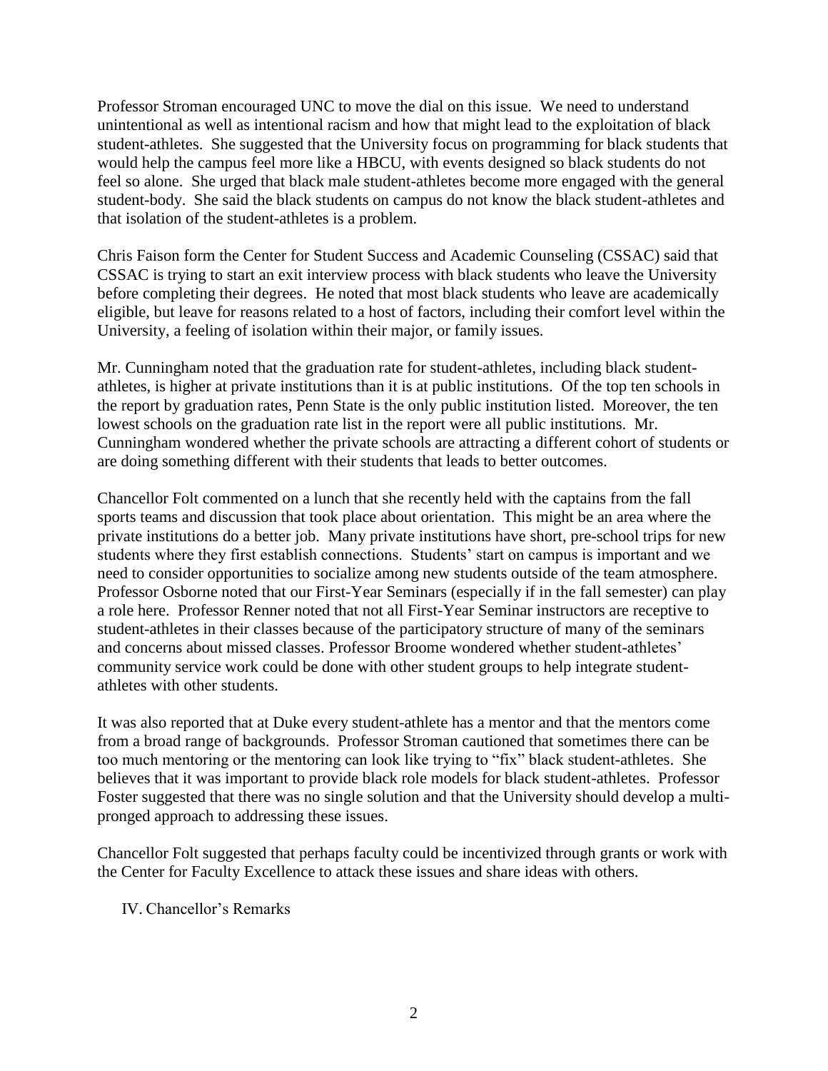Professor Stroman encouraged UNC to move the dial on this issue. We need to understand unintentional as well as intentional racism and how that might lead to the exploitation of black student-athletes. She suggested that the University focus on programming for black students that would help the campus feel more like a HBCU, with events designed so black students do not feel so alone. She urged that black male student-athletes become more engaged with the general student-body. She said the black students on campus do not know the black student-athletes and that isolation of the student-athletes is a problem.

Chris Faison form the Center for Student Success and Academic Counseling (CSSAC) said that CSSAC is trying to start an exit interview process with black students who leave the University before completing their degrees. He noted that most black students who leave are academically eligible, but leave for reasons related to a host of factors, including their comfort level within the University, a feeling of isolation within their major, or family issues.

Mr. Cunningham noted that the graduation rate for student-athletes, including black student-athletes, is higher at private institutions than it is at public institutions. Of the top ten schools in the report by graduation rates, Penn State is the only public institution listed. Moreover, the ten lowest schools on the graduation rate list in the report were all public institutions. Mr. Cunningham wondered whether the private schools are attracting a different cohort of students or are doing something different with their students that leads to better outcomes.

Chancellor Folt commented on a lunch that she recently held with the captains from the fall sports teams and discussion that took place about orientation. This might be an area where the private institutions do a better job. Many private institutions have short, pre-school trips for new students where they first establish connections. Students' start on campus is important and we need to consider opportunities to socialize among new students outside of the team atmosphere. Professor Osborne noted that our First-Year Seminars (especially if in the fall semester) can play a role here. Professor Renner noted that not all First-Year Seminar instructors are receptive to student-athletes in their classes because of the participatory structure of many of the seminars and concerns about missed classes. Professor Broome wondered whether student-athletes' community service work could be done with other student groups to help integrate student-athletes with other students.

It was also reported that at Duke every student-athlete has a mentor and that the mentors come from a broad range of backgrounds. Professor Stroman cautioned that sometimes there can be too much mentoring or the mentoring can look like trying to "fix" black student-athletes. She believes that it was important to provide black role models for black student-athletes. Professor Foster suggested that there was no single solution and that the University should develop a multi-pronged approach to addressing these issues.

Chancellor Folt suggested that perhaps faculty could be incentivized through grants or work with the Center for Faculty Excellence to attack these issues and share ideas with others.

## IV. Chancellor's Remarks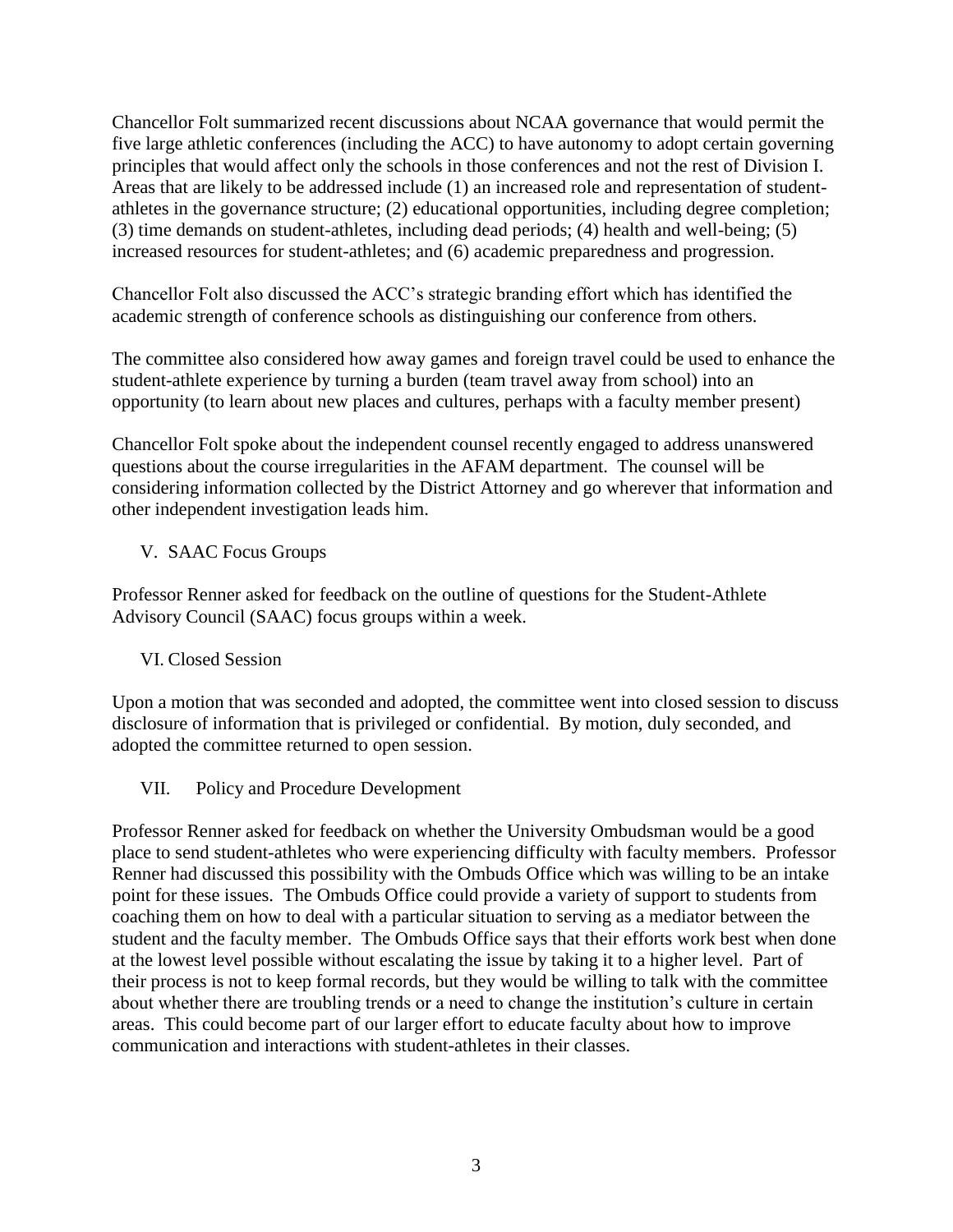Chancellor Folt summarized recent discussions about NCAA governance that would permit the five large athletic conferences (including the ACC) to have autonomy to adopt certain governing principles that would affect only the schools in those conferences and not the rest of Division I. Areas that are likely to be addressed include (1) an increased role and representation of student-athletes in the governance structure; (2) educational opportunities, including degree completion; (3) time demands on student-athletes, including dead periods; (4) health and well-being; (5) increased resources for student-athletes; and (6) academic preparedness and progression.

Chancellor Folt also discussed the ACC's strategic branding effort which has identified the academic strength of conference schools as distinguishing our conference from others.

The committee also considered how away games and foreign travel could be used to enhance the student-athlete experience by turning a burden (team travel away from school) into an opportunity (to learn about new places and cultures, perhaps with a faculty member present)

Chancellor Folt spoke about the independent counsel recently engaged to address unanswered questions about the course irregularities in the AFAM department. The counsel will be considering information collected by the District Attorney and go wherever that information and other independent investigation leads him.

## V. SAAC Focus Groups

Professor Renner asked for feedback on the outline of questions for the Student-Athlete Advisory Council (SAAC) focus groups within a week.

## VI. Closed Session

Upon a motion that was seconded and adopted, the committee went into closed session to discuss disclosure of information that is privileged or confidential. By motion, duly seconded, and adopted the committee returned to open session.

## VII. Policy and Procedure Development

Professor Renner asked for feedback on whether the University Ombudsman would be a good place to send student-athletes who were experiencing difficulty with faculty members. Professor Renner had discussed this possibility with the Ombuds Office which was willing to be an intake point for these issues. The Ombuds Office could provide a variety of support to students from coaching them on how to deal with a particular situation to serving as a mediator between the student and the faculty member. The Ombuds Office says that their efforts work best when done at the lowest level possible without escalating the issue by taking it to a higher level. Part of their process is not to keep formal records, but they would be willing to talk with the committee about whether there are troubling trends or a need to change the institution's culture in certain areas. This could become part of our larger effort to educate faculty about how to improve communication and interactions with student-athletes in their classes.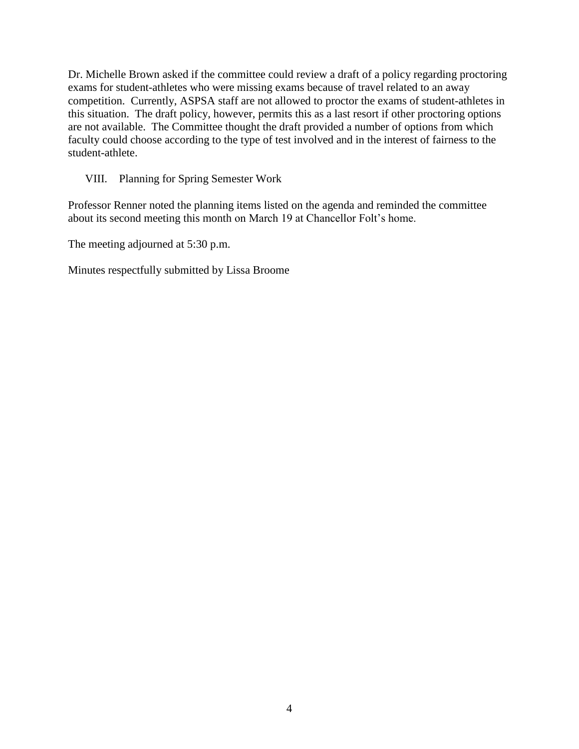Dr. Michelle Brown asked if the committee could review a draft of a policy regarding proctoring exams for student-athletes who were missing exams because of travel related to an away competition. Currently, ASPSA staff are not allowed to proctor the exams of student-athletes in this situation. The draft policy, however, permits this as a last resort if other proctoring options are not available. The Committee thought the draft provided a number of options from which faculty could choose according to the type of test involved and in the interest of fairness to the student-athlete.

## VIII. Planning for Spring Semester Work

Professor Renner noted the planning items listed on the agenda and reminded the committee about its second meeting this month on March 19 at Chancellor Folt's home.

The meeting adjourned at 5:30 p.m.

Minutes respectfully submitted by Lissa Broome